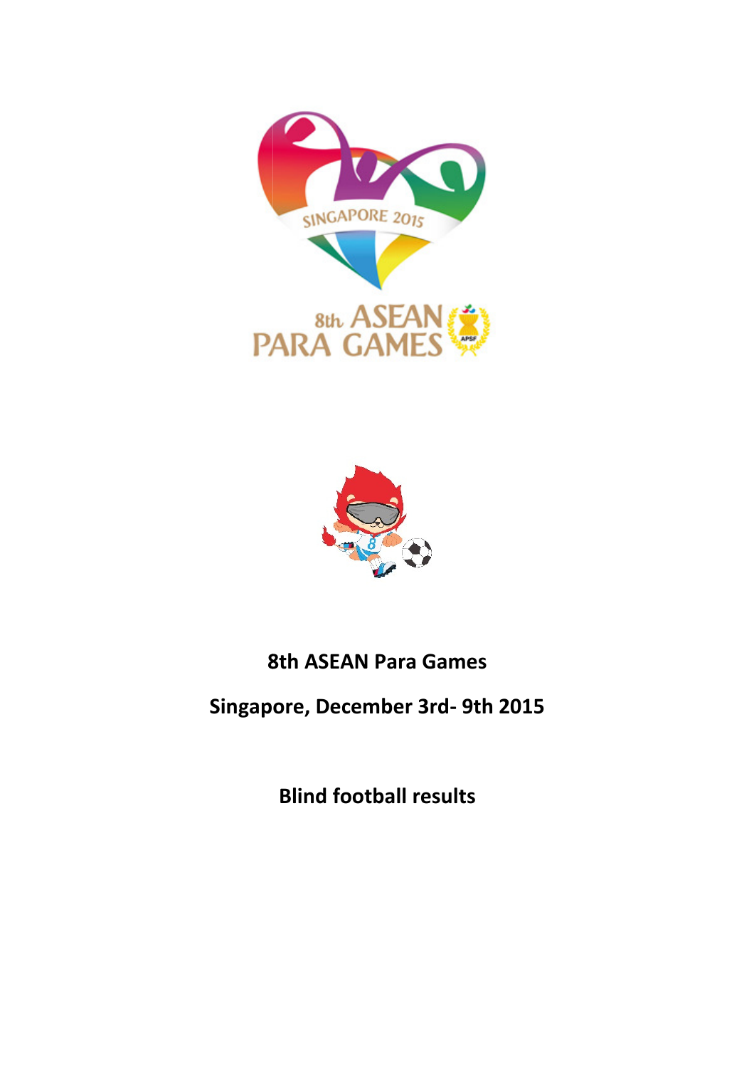# 8th ASEAN Para Games

## Singapore, December 3rd- 9th 2015

## Blind football results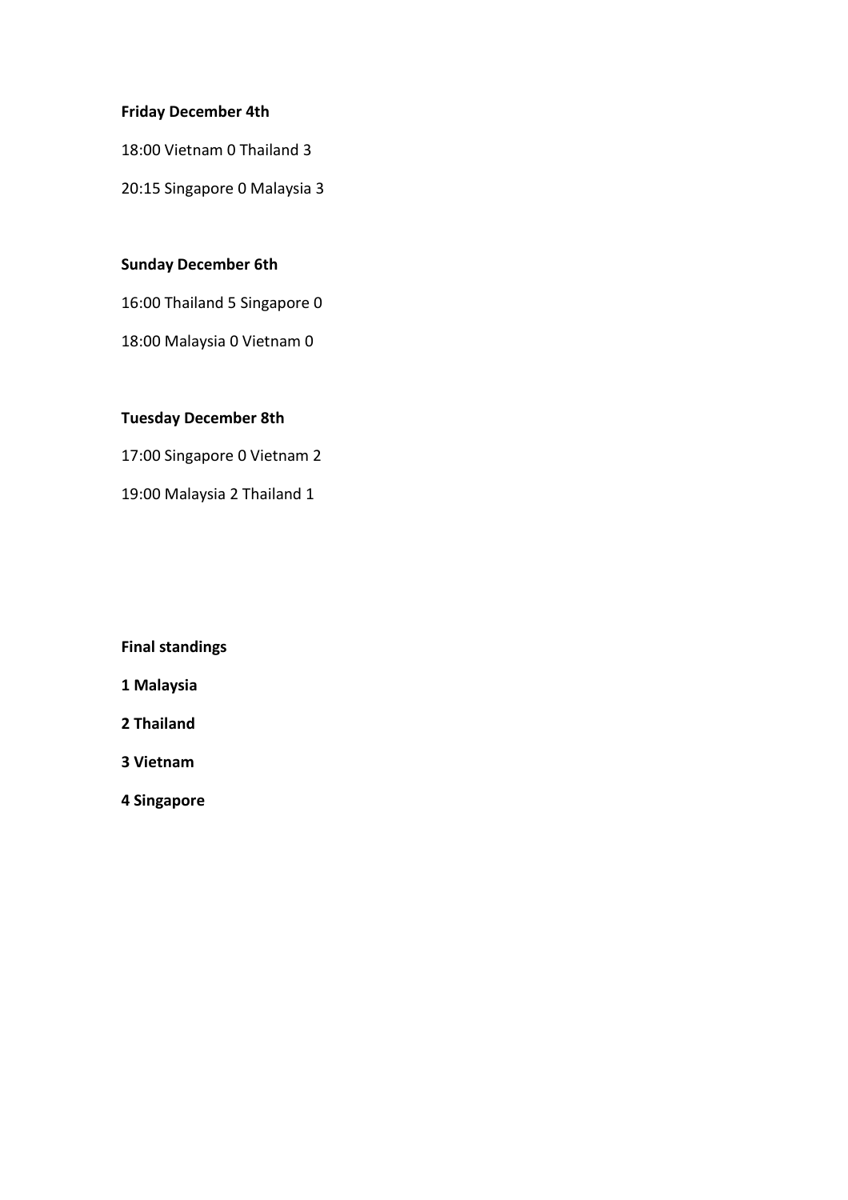**Friday December 4th**

18:00 Vietnam 0 Thailand 3

20:15 Singapore 0 Malaysia 3

**Sunday December 6th**

16:00 Thailand 5 Singapore 0

18:00 Malaysia 0 Vietnam 0

**Tuesday December 8th**

17:00 Singapore 0 Vietnam 2

19:00 Malaysia 2 Thailand 1

**Final standings**

**1 Malaysia**

**2 Thailand**

**3 Vietnam**

**4 Singapore**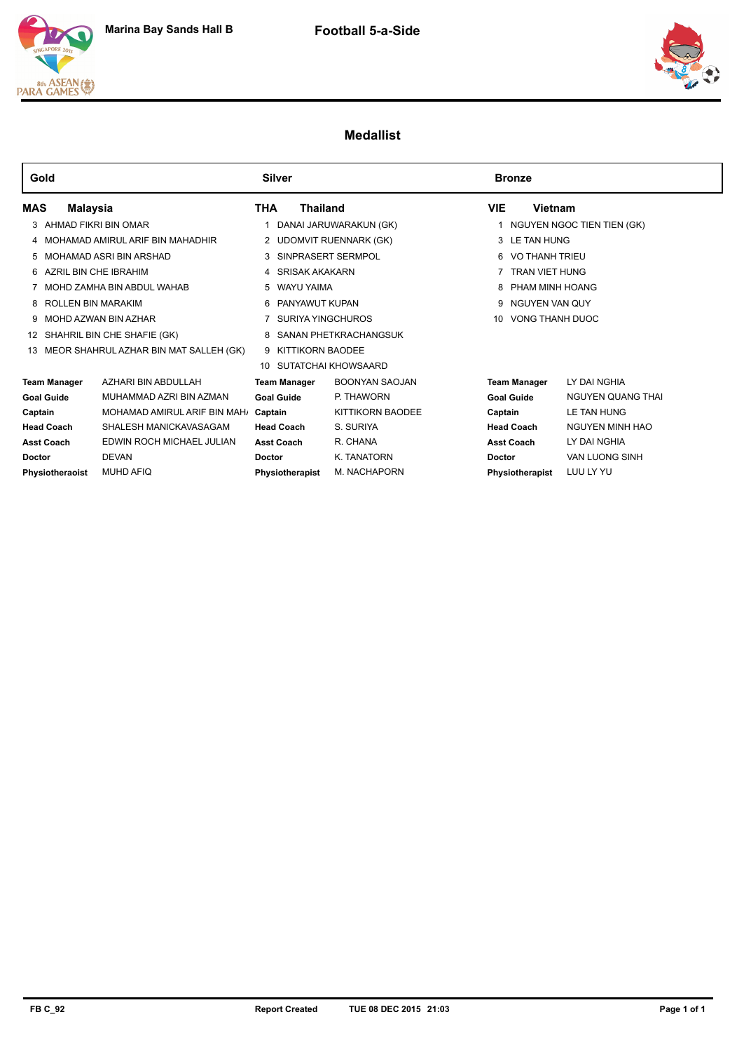# Football 5-a-Side

Marina Bay Sands Hall B

## Medallist

| Gold | | Silver | | Bronze | |
|---|---|---|---|---|---|
| **MAS** | **Malaysia** | **THA** | **Thailand** | **VIE** | **Vietnam** |
| 3 | AHMAD FIKRI BIN OMAR | 1 | DANAI JARUWARAKUN (GK) | 1 | NGUYEN NGOC TIEN TIEN (GK) |
| 4 | MOHAMAD AMIRUL ARIF BIN MAHADHIR | 2 | UDOMVIT RUENNARK (GK) | 3 | LE TAN HUNG |
| 5 | MOHAMAD ASRI BIN ARSHAD | 3 | SINPRASERT SERMPOL | 6 | VO THANH TRIEU |
| 6 | AZRIL BIN CHE IBRAHIM | 4 | SRISAK AKAKARN | 7 | TRAN VIET HUNG |
| 7 | MOHD ZAMHA BIN ABDUL WAHAB | 5 | WAYU YAIMA | 8 | PHAM MINH HOANG |
| 8 | ROLLEN BIN MARAKIM | 6 | PANYAWUT KUPAN | 9 | NGUYEN VAN QUY |
| 9 | MOHD AZWAN BIN AZHAR | 7 | SURIYA YINGCHUROS | 10 | VONG THANH DUOC |
| 12 | SHAHRIL BIN CHE SHAFIE (GK) | 8 | SANAN PHETKRACHANGSUK | | |
| 13 | MEOR SHAHRUL AZHAR BIN MAT SALLEH (GK) | 9 | KITTIKORN BAODEE | | |
| | | 10 | SUTATCHAI KHOWSAARD | | |
| **Team Manager** | AZHARI BIN ABDULLAH | **Team Manager** | BOONYAN SAOJAN | **Team Manager** | LY DAI NGHIA |
| **Goal Guide** | MUHAMMAD AZRI BIN AZMAN | **Goal Guide** | P. THAWORN | **Goal Guide** | NGUYEN QUANG THAI |
| **Captain** | MOHAMAD AMIRUL ARIF BIN MAH/ | **Captain** | KITTIKORN BAODEE | **Captain** | LE TAN HUNG |
| **Head Coach** | SHALESH MANICKAVASAGAM | **Head Coach** | S. SURIYA | **Head Coach** | NGUYEN MINH HAO |
| **Asst Coach** | EDWIN ROCH MICHAEL JULIAN | **Asst Coach** | R. CHANA | **Asst Coach** | LY DAI NGHIA |
| **Doctor** | DEVAN | **Doctor** | K. TANATORN | **Doctor** | VAN LUONG SINH |
| **Physiotheraoist** | MUHD AFIQ | **Physiotherapist** | M. NACHAPORN | **Physiotherapist** | LUU LY YU |

FB C_92 **Report Created** **TUE 08 DEC 2015 21:03**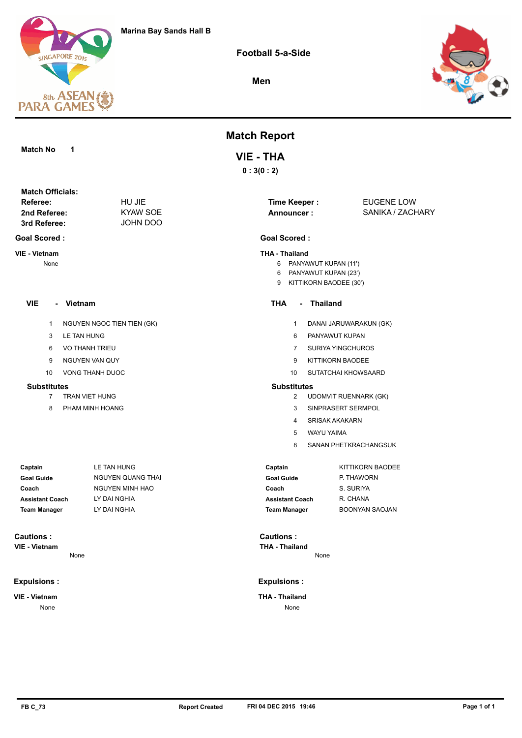Marina Bay Sands Hall B

## Football 5-a-Side

**Men**

# Match Report

**Match No** 1

## VIE - THA

**0 : 3(0 : 2)**

**Match Officials:**

| | |
|---|---|
| **Referee:** | HU JIE |
| **2nd Referee:** | KYAW SOE |
| **3rd Referee:** | JOHN DOO |
| **Time Keeper :** | EUGENE LOW |
| **Announcer :** | SANIKA / ZACHARY |

### Goal Scored :

**VIE - Vietnam**

None

**THA - Thailand**

| No | Player |
|---|---|
| 6 | PANYAWUT KUPAN (11') |
| 6 | PANYAWUT KUPAN (23') |
| 9 | KITTIKORN BAODEE (30') |

### VIE - Vietnam

| No | Player |
|---|---|
| 1 | NGUYEN NGOC TIEN TIEN (GK) |
| 3 | LE TAN HUNG |
| 6 | VO THANH TRIEU |
| 9 | NGUYEN VAN QUY |
| 10 | VONG THANH DUOC |

**Substitutes**

| No | Player |
|---|---|
| 7 | TRAN VIET HUNG |
| 8 | PHAM MINH HOANG |

| | |
|---|---|
| **Captain** | LE TAN HUNG |
| **Goal Guide** | NGUYEN QUANG THAI |
| **Coach** | NGUYEN MINH HAO |
| **Assistant Coach** | LY DAI NGHIA |
| **Team Manager** | LY DAI NGHIA |

### THA - Thailand

| No | Player |
|---|---|
| 1 | DANAI JARUWARAKUN (GK) |
| 6 | PANYAWUT KUPAN |
| 7 | SURIYA YINGCHUROS |
| 9 | KITTIKORN BAODEE |
| 10 | SUTATCHAI KHOWSAARD |

**Substitutes**

| No | Player |
|---|---|
| 2 | UDOMVIT RUENNARK (GK) |
| 3 | SINPRASERT SERMPOL |
| 4 | SRISAK AKAKARN |
| 5 | WAYU YAIMA |
| 8 | SANAN PHETKRACHANGSUK |

| | |
|---|---|
| **Captain** | KITTIKORN BAODEE |
| **Goal Guide** | P. THAWORN |
| **Coach** | S. SURIYA |
| **Assistant Coach** | R. CHANA |
| **Team Manager** | BOONYAN SAOJAN |

### Cautions :

**VIE - Vietnam**

None

**THA - Thailand**

None

### Expulsions :

**VIE - Vietnam**

None

**THA - Thailand**

None

FB C_73 **Report Created** **FRI 04 DEC 2015 19:46**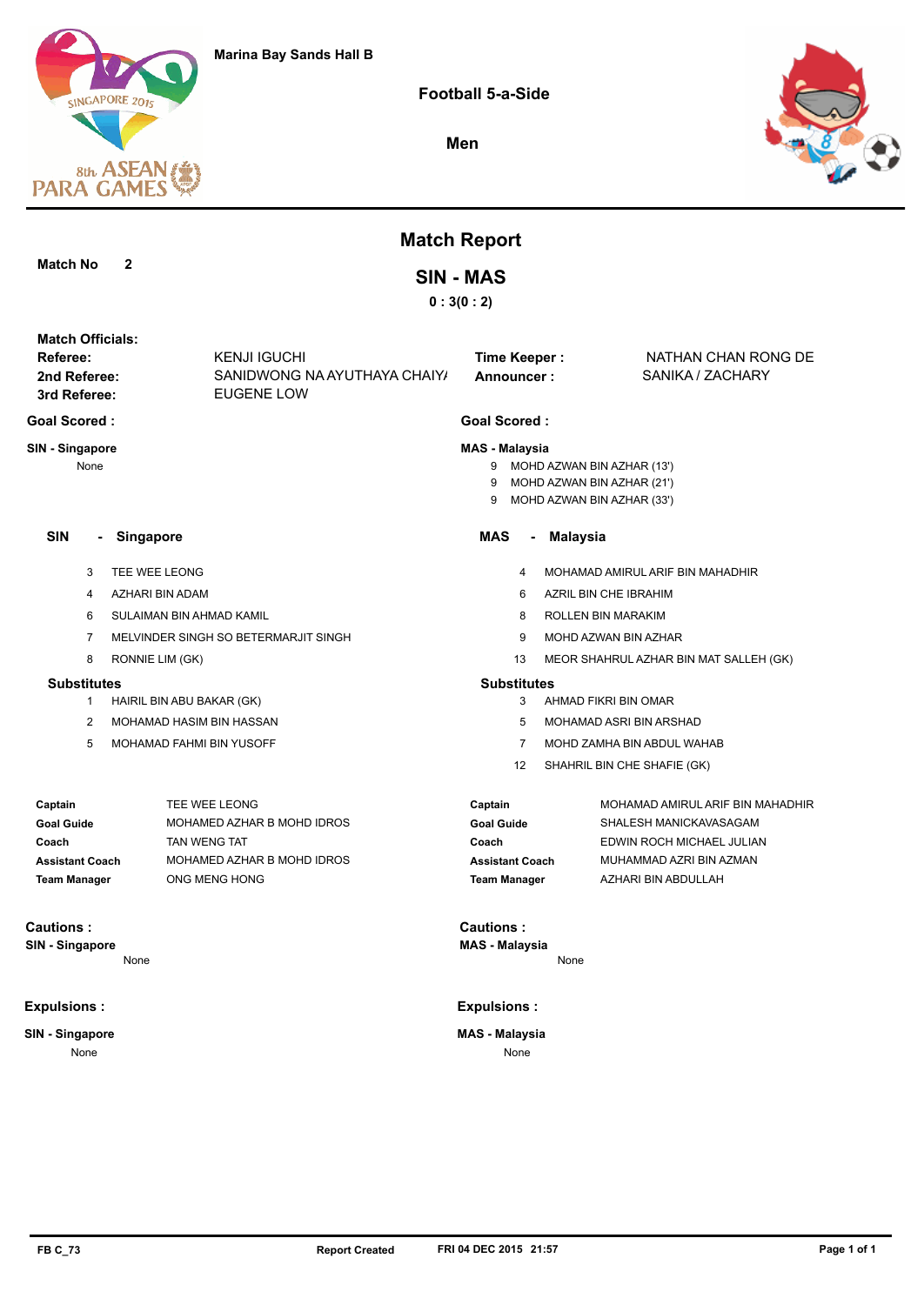Marina Bay Sands Hall B

Football 5-a-Side

Men

# Match Report

**Match No** 2

## SIN - MAS

**0 : 3(0 : 2)**

**Match Officials:**

| | | | |
|---|---|---|---|
| **Referee:** | KENJI IGUCHI | **Time Keeper :** | NATHAN CHAN RONG DE |
| **2nd Referee:** | SANIDWONG NA AYUTHAYA CHAIY/ | **Announcer :** | SANIKA / ZACHARY |
| **3rd Referee:** | EUGENE LOW | | |

### Goal Scored :

**SIN - Singapore**

None

### Goal Scored :

**MAS - Malaysia**

| | |
|---|---|
| 9 | MOHD AZWAN BIN AZHAR (13') |
| 9 | MOHD AZWAN BIN AZHAR (21') |
| 9 | MOHD AZWAN BIN AZHAR (33') |

### SIN - Singapore

| | |
|---|---|
| 3 | TEE WEE LEONG |
| 4 | AZHARI BIN ADAM |
| 6 | SULAIMAN BIN AHMAD KAMIL |
| 7 | MELVINDER SINGH SO BETERMARJIT SINGH |
| 8 | RONNIE LIM (GK) |

**Substitutes**

| | |
|---|---|
| 1 | HAIRIL BIN ABU BAKAR (GK) |
| 2 | MOHAMAD HASIM BIN HASSAN |
| 5 | MOHAMAD FAHMI BIN YUSOFF |

| | |
|---|---|
| **Captain** | TEE WEE LEONG |
| **Goal Guide** | MOHAMED AZHAR B MOHD IDROS |
| **Coach** | TAN WENG TAT |
| **Assistant Coach** | MOHAMED AZHAR B MOHD IDROS |
| **Team Manager** | ONG MENG HONG |

### MAS - Malaysia

| | |
|---|---|
| 4 | MOHAMAD AMIRUL ARIF BIN MAHADHIR |
| 6 | AZRIL BIN CHE IBRAHIM |
| 8 | ROLLEN BIN MARAKIM |
| 9 | MOHD AZWAN BIN AZHAR |
| 13 | MEOR SHAHRUL AZHAR BIN MAT SALLEH (GK) |

**Substitutes**

| | |
|---|---|
| 3 | AHMAD FIKRI BIN OMAR |
| 5 | MOHAMAD ASRI BIN ARSHAD |
| 7 | MOHD ZAMHA BIN ABDUL WAHAB |
| 12 | SHAHRIL BIN CHE SHAFIE (GK) |

| | |
|---|---|
| **Captain** | MOHAMAD AMIRUL ARIF BIN MAHADHIR |
| **Goal Guide** | SHALESH MANICKAVASAGAM |
| **Coach** | EDWIN ROCH MICHAEL JULIAN |
| **Assistant Coach** | MUHAMMAD AZRI BIN AZMAN |
| **Team Manager** | AZHARI BIN ABDULLAH |

### Cautions :

**SIN - Singapore**

None

**MAS - Malaysia**

None

### Expulsions :

**SIN - Singapore**

None

**MAS - Malaysia**

None

FB C_73 | Report Created FRI 04 DEC 2015 21:57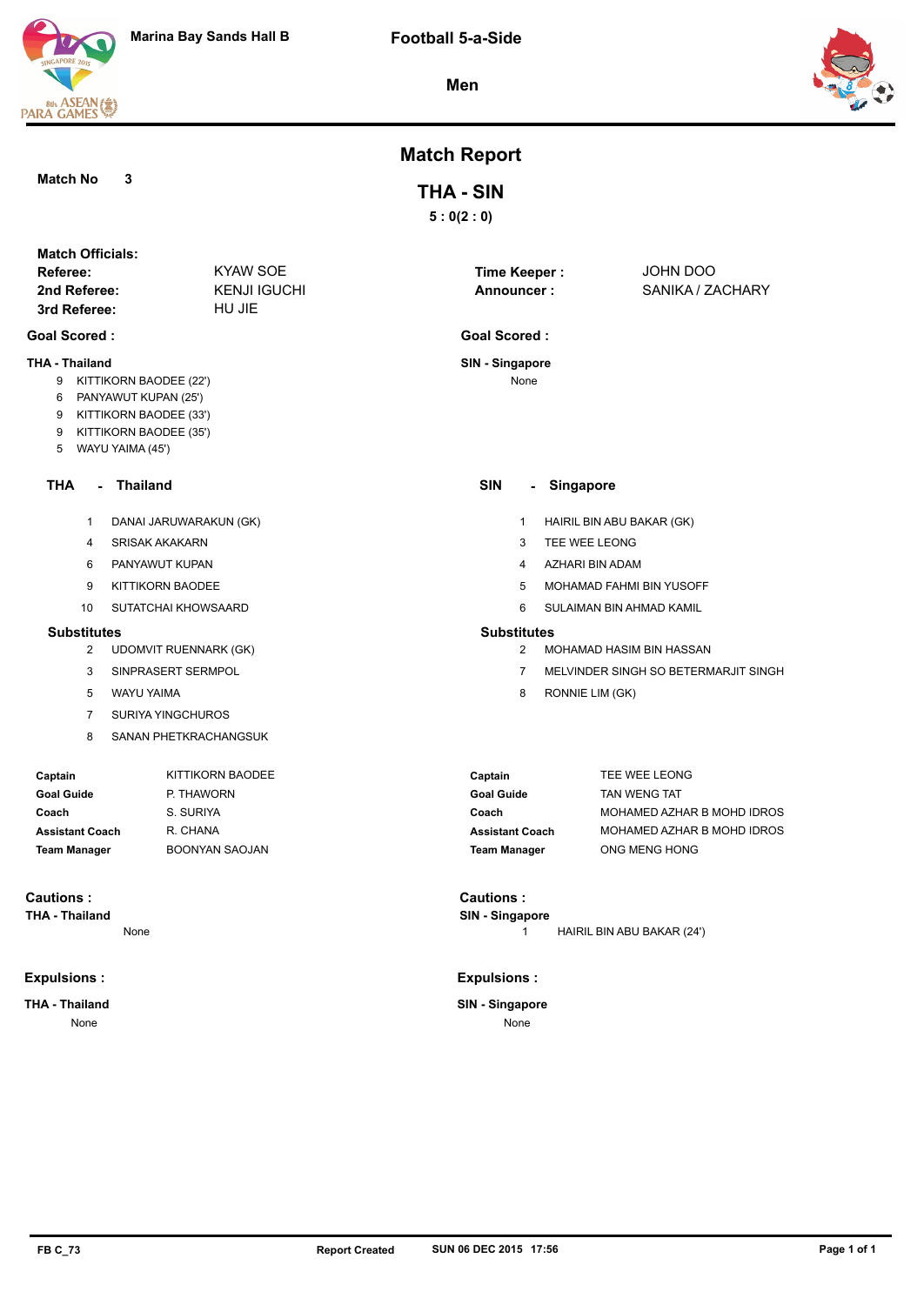Marina Bay Sands Hall B

# Football 5-a-Side

## Men

# Match Report

**Match No** 3

## THA - SIN

**5 : 0(2 : 0)**

**Match Officials:**

| | |
|---|---|
| **Referee:** | KYAW SOE |
| **2nd Referee:** | KENJI IGUCHI |
| **3rd Referee:** | HU JIE |
| **Time Keeper :** | JOHN DOO |
| **Announcer :** | SANIKA / ZACHARY |

### Goal Scored :

**THA - Thailand**

- 9 KITTIKORN BAODEE (22')
- 6 PANYAWUT KUPAN (25')
- 9 KITTIKORN BAODEE (33')
- 9 KITTIKORN BAODEE (35')
- 5 WAYU YAIMA (45')

**SIN - Singapore**

None

### THA - Thailand

| No | Name |
|---|---|
| 1 | DANAI JARUWARAKUN (GK) |
| 4 | SRISAK AKAKARN |
| 6 | PANYAWUT KUPAN |
| 9 | KITTIKORN BAODEE |
| 10 | SUTATCHAI KHOWSAARD |

**Substitutes**

| No | Name |
|---|---|
| 2 | UDOMVIT RUENNARK (GK) |
| 3 | SINPRASERT SERMPOL |
| 5 | WAYU YAIMA |
| 7 | SURIYA YINGCHUROS |
| 8 | SANAN PHETKRACHANGSUK |

| | |
|---|---|
| **Captain** | KITTIKORN BAODEE |
| **Goal Guide** | P. THAWORN |
| **Coach** | S. SURIYA |
| **Assistant Coach** | R. CHANA |
| **Team Manager** | BOONYAN SAOJAN |

### SIN - Singapore

| No | Name |
|---|---|
| 1 | HAIRIL BIN ABU BAKAR (GK) |
| 3 | TEE WEE LEONG |
| 4 | AZHARI BIN ADAM |
| 5 | MOHAMAD FAHMI BIN YUSOFF |
| 6 | SULAIMAN BIN AHMAD KAMIL |

**Substitutes**

| No | Name |
|---|---|
| 2 | MOHAMAD HASIM BIN HASSAN |
| 7 | MELVINDER SINGH SO BETERMARJIT SINGH |
| 8 | RONNIE LIM (GK) |

| | |
|---|---|
| **Captain** | TEE WEE LEONG |
| **Goal Guide** | TAN WENG TAT |
| **Coach** | MOHAMED AZHAR B MOHD IDROS |
| **Assistant Coach** | MOHAMED AZHAR B MOHD IDROS |
| **Team Manager** | ONG MENG HONG |

### Cautions :

**THA - Thailand**

None

**SIN - Singapore**

1 HAIRIL BIN ABU BAKAR (24')

### Expulsions :

**THA - Thailand**

None

**SIN - Singapore**

None

FB C_73 **Report Created** SUN 06 DEC 2015 17:56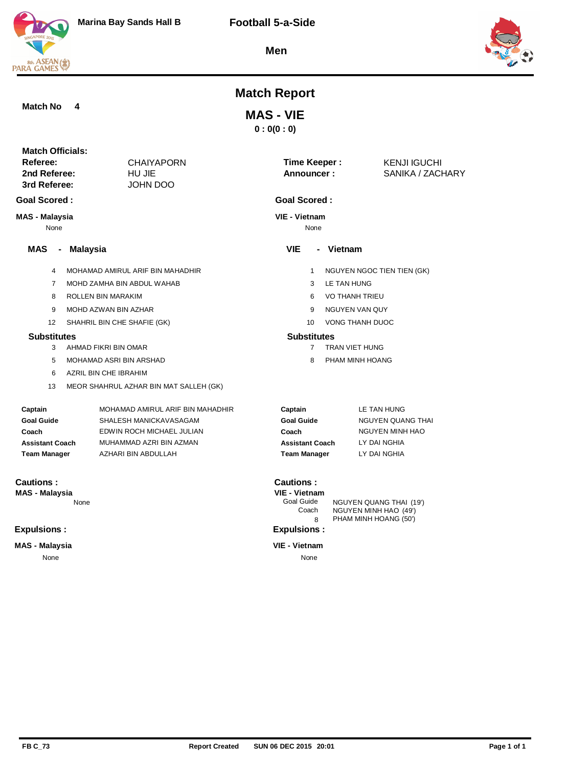Marina Bay Sands Hall B

Football 5-a-Side

Men

# Match Report

**Match No 4**

## MAS - VIE

**0 : 0(0 : 0)**

**Match Officials:**

| | | | |
|---|---|---|---|
| **Referee:** | CHAIYAPORN | **Time Keeper :** | KENJI IGUCHI |
| **2nd Referee:** | HU JIE | **Announcer :** | SANIKA / ZACHARY |
| **3rd Referee:** | JOHN DOO | | |

### Goal Scored :

**MAS - Malaysia**

None

**VIE - Vietnam**

None

### MAS - Malaysia

| No | Name |
|---|---|
| 4 | MOHAMAD AMIRUL ARIF BIN MAHADHIR |
| 7 | MOHD ZAMHA BIN ABDUL WAHAB |
| 8 | ROLLEN BIN MARAKIM |
| 9 | MOHD AZWAN BIN AZHAR |
| 12 | SHAHRIL BIN CHE SHAFIE (GK) |

**Substitutes**

| No | Name |
|---|---|
| 3 | AHMAD FIKRI BIN OMAR |
| 5 | MOHAMAD ASRI BIN ARSHAD |
| 6 | AZRIL BIN CHE IBRAHIM |
| 13 | MEOR SHAHRUL AZHAR BIN MAT SALLEH (GK) |

| | |
|---|---|
| **Captain** | MOHAMAD AMIRUL ARIF BIN MAHADHIR |
| **Goal Guide** | SHALESH MANICKAVASAGAM |
| **Coach** | EDWIN ROCH MICHAEL JULIAN |
| **Assistant Coach** | MUHAMMAD AZRI BIN AZMAN |
| **Team Manager** | AZHARI BIN ABDULLAH |

### VIE - Vietnam

| No | Name |
|---|---|
| 1 | NGUYEN NGOC TIEN TIEN (GK) |
| 3 | LE TAN HUNG |
| 6 | VO THANH TRIEU |
| 9 | NGUYEN VAN QUY |
| 10 | VONG THANH DUOC |

**Substitutes**

| No | Name |
|---|---|
| 7 | TRAN VIET HUNG |
| 8 | PHAM MINH HOANG |

| | |
|---|---|
| **Captain** | LE TAN HUNG |
| **Goal Guide** | NGUYEN QUANG THAI |
| **Coach** | NGUYEN MINH HAO |
| **Assistant Coach** | LY DAI NGHIA |
| **Team Manager** | LY DAI NGHIA |

### Cautions :

**MAS - Malaysia**

None

**VIE - Vietnam**

| | |
|---|---|
| Goal Guide | NGUYEN QUANG THAI (19') |
| Coach | NGUYEN MINH HAO (49') |
| 8 | PHAM MINH HOANG (50') |

### Expulsions :

**MAS - Malaysia**

None

**VIE - Vietnam**

None

FB C_73 Report Created SUN 06 DEC 2015 20:01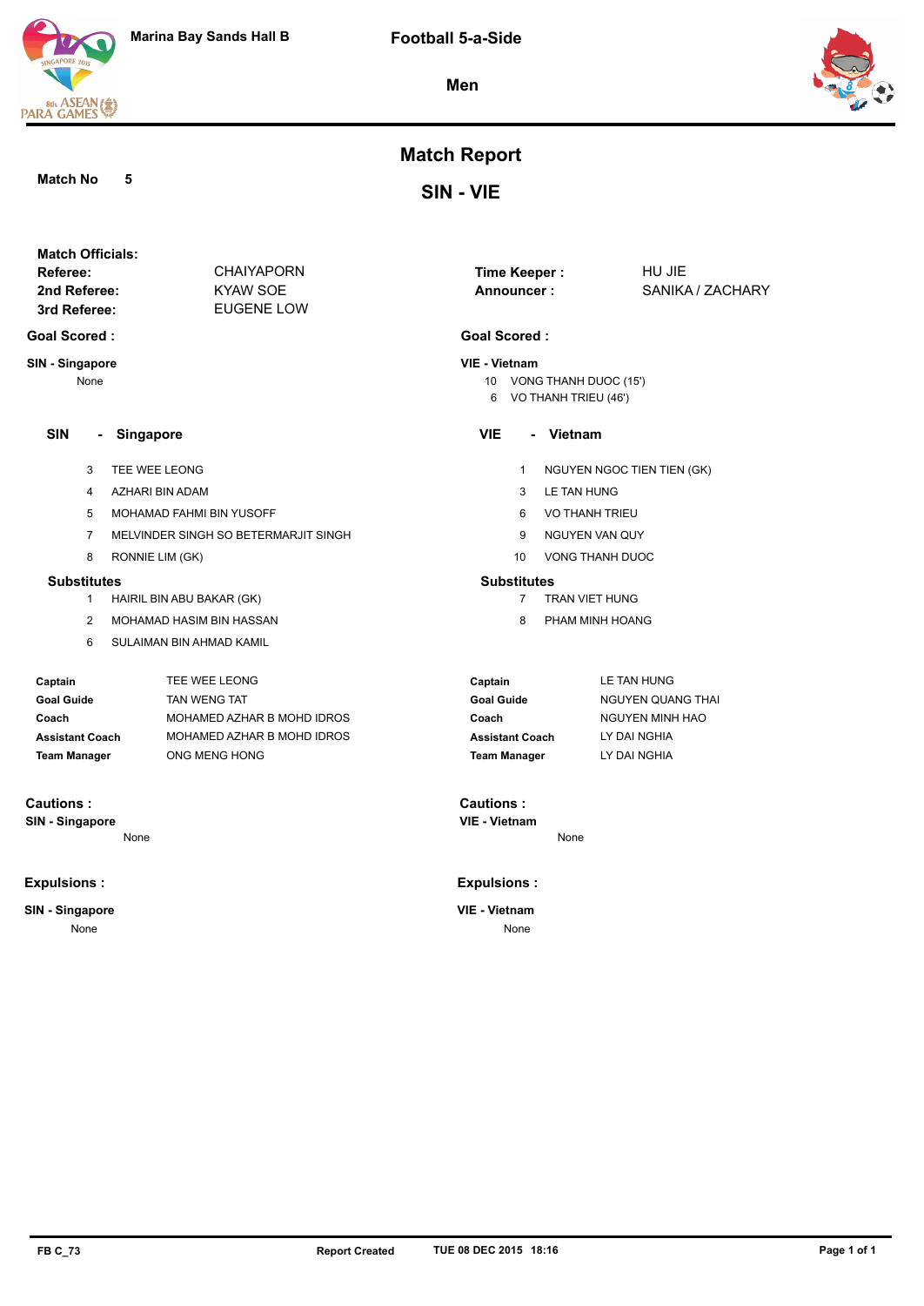Marina Bay Sands Hall B

# Football 5-a-Side

## Men

# Match Report

## SIN - VIE

**Match No** 5

**Match Officials:**

| | |
|---|---|
| **Referee:** | CHAIYAPORN |
| **2nd Referee:** | KYAW SOE |
| **3rd Referee:** | EUGENE LOW |
| **Time Keeper :** | HU JIE |
| **Announcer :** | SANIKA / ZACHARY |

### Goal Scored :

**SIN - Singapore**

None

**VIE - Vietnam**

| | |
|---|---|
| 10 | VONG THANH DUOC (15') |
| 6 | VO THANH TRIEU (46') |

### SIN - Singapore

| No | Name |
|---|---|
| 3 | TEE WEE LEONG |
| 4 | AZHARI BIN ADAM |
| 5 | MOHAMAD FAHMI BIN YUSOFF |
| 7 | MELVINDER SINGH SO BETERMARJIT SINGH |
| 8 | RONNIE LIM (GK) |

**Substitutes**

| No | Name |
|---|---|
| 1 | HAIRIL BIN ABU BAKAR (GK) |
| 2 | MOHAMAD HASIM BIN HASSAN |
| 6 | SULAIMAN BIN AHMAD KAMIL |

| | |
|---|---|
| **Captain** | TEE WEE LEONG |
| **Goal Guide** | TAN WENG TAT |
| **Coach** | MOHAMED AZHAR B MOHD IDROS |
| **Assistant Coach** | MOHAMED AZHAR B MOHD IDROS |
| **Team Manager** | ONG MENG HONG |

### VIE - Vietnam

| No | Name |
|---|---|
| 1 | NGUYEN NGOC TIEN TIEN (GK) |
| 3 | LE TAN HUNG |
| 6 | VO THANH TRIEU |
| 9 | NGUYEN VAN QUY |
| 10 | VONG THANH DUOC |

**Substitutes**

| No | Name |
|---|---|
| 7 | TRAN VIET HUNG |
| 8 | PHAM MINH HOANG |

| | |
|---|---|
| **Captain** | LE TAN HUNG |
| **Goal Guide** | NGUYEN QUANG THAI |
| **Coach** | NGUYEN MINH HAO |
| **Assistant Coach** | LY DAI NGHIA |
| **Team Manager** | LY DAI NGHIA |

### Cautions :

**SIN - Singapore**

None

**VIE - Vietnam**

None

### Expulsions :

**SIN - Singapore**

None

**VIE - Vietnam**

None

FB C_73 **Report Created** **TUE 08 DEC 2015 18:16**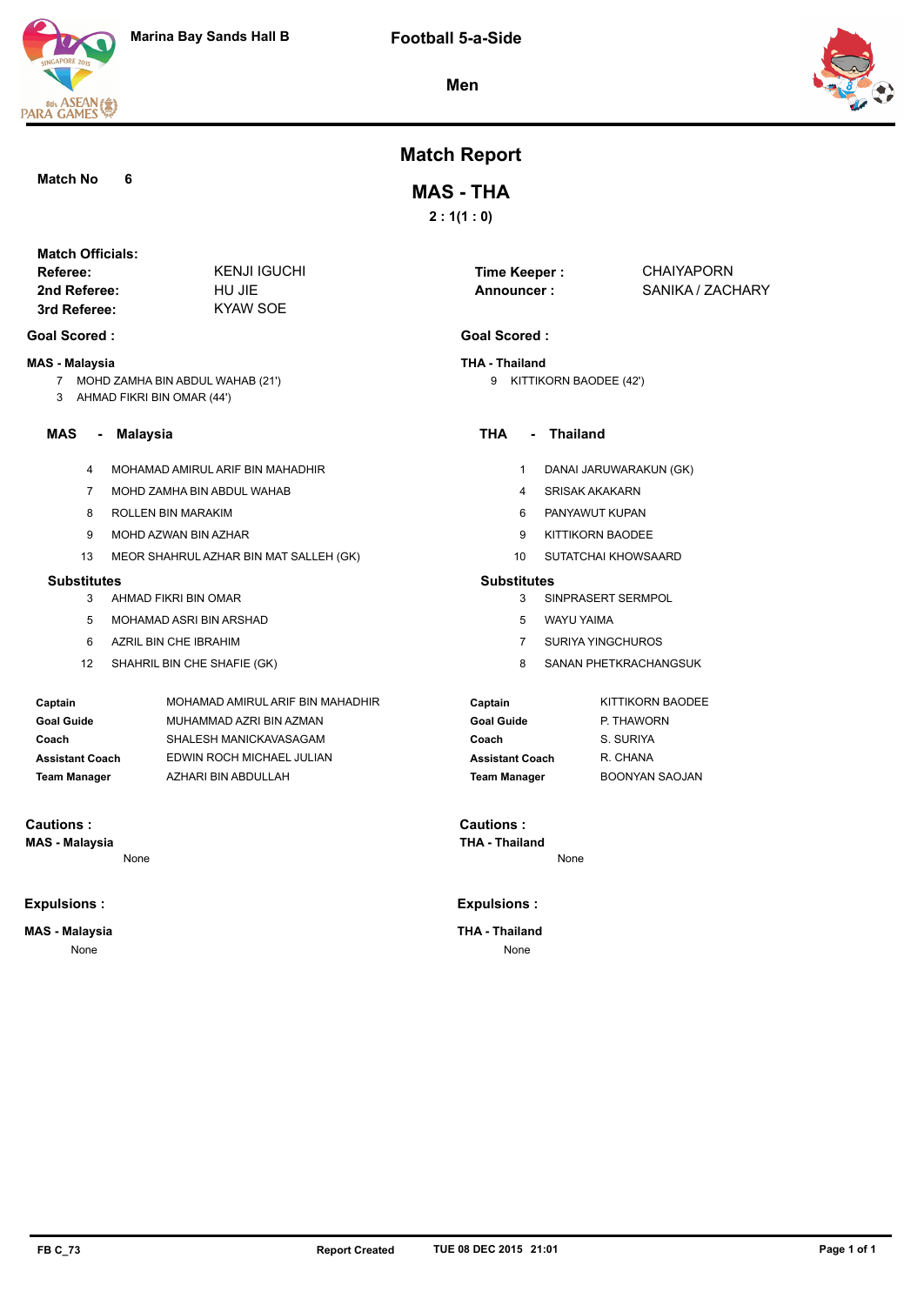Marina Bay Sands Hall B

# Football 5-a-Side

## Men

## Match Report

**Match No** 6

## MAS - THA

**2 : 1(1 : 0)**

**Match Officials:**

| | |
|---|---|
| **Referee:** | KENJI IGUCHI |
| **2nd Referee:** | HU JIE |
| **3rd Referee:** | KYAW SOE |
| **Time Keeper :** | CHAIYAPORN |
| **Announcer :** | SANIKA / ZACHARY |

### Goal Scored :

**MAS - Malaysia**

- 7 MOHD ZAMHA BIN ABDUL WAHAB (21')
- 3 AHMAD FIKRI BIN OMAR (44')

### Goal Scored :

**THA - Thailand**

- 9 KITTIKORN BAODEE (42')

### MAS - Malaysia

| | |
|---|---|
| 4 | MOHAMAD AMIRUL ARIF BIN MAHADHIR |
| 7 | MOHD ZAMHA BIN ABDUL WAHAB |
| 8 | ROLLEN BIN MARAKIM |
| 9 | MOHD AZWAN BIN AZHAR |
| 13 | MEOR SHAHRUL AZHAR BIN MAT SALLEH (GK) |

**Substitutes**

| | |
|---|---|
| 3 | AHMAD FIKRI BIN OMAR |
| 5 | MOHAMAD ASRI BIN ARSHAD |
| 6 | AZRIL BIN CHE IBRAHIM |
| 12 | SHAHRIL BIN CHE SHAFIE (GK) |

| | |
|---|---|
| **Captain** | MOHAMAD AMIRUL ARIF BIN MAHADHIR |
| **Goal Guide** | MUHAMMAD AZRI BIN AZMAN |
| **Coach** | SHALESH MANICKAVASAGAM |
| **Assistant Coach** | EDWIN ROCH MICHAEL JULIAN |
| **Team Manager** | AZHARI BIN ABDULLAH |

### THA - Thailand

| | |
|---|---|
| 1 | DANAI JARUWARAKUN (GK) |
| 4 | SRISAK AKAKARN |
| 6 | PANYAWUT KUPAN |
| 9 | KITTIKORN BAODEE |
| 10 | SUTATCHAI KHOWSAARD |

**Substitutes**

| | |
|---|---|
| 3 | SINPRASERT SERMPOL |
| 5 | WAYU YAIMA |
| 7 | SURIYA YINGCHUROS |
| 8 | SANAN PHETKRACHANGSUK |

| | |
|---|---|
| **Captain** | KITTIKORN BAODEE |
| **Goal Guide** | P. THAWORN |
| **Coach** | S. SURIYA |
| **Assistant Coach** | R. CHANA |
| **Team Manager** | BOONYAN SAOJAN |

### Cautions :

**MAS - Malaysia**

None

**THA - Thailand**

None

### Expulsions :

**MAS - Malaysia**

None

**THA - Thailand**

None

FB C_73 **Report Created** TUE 08 DEC 2015 21:01